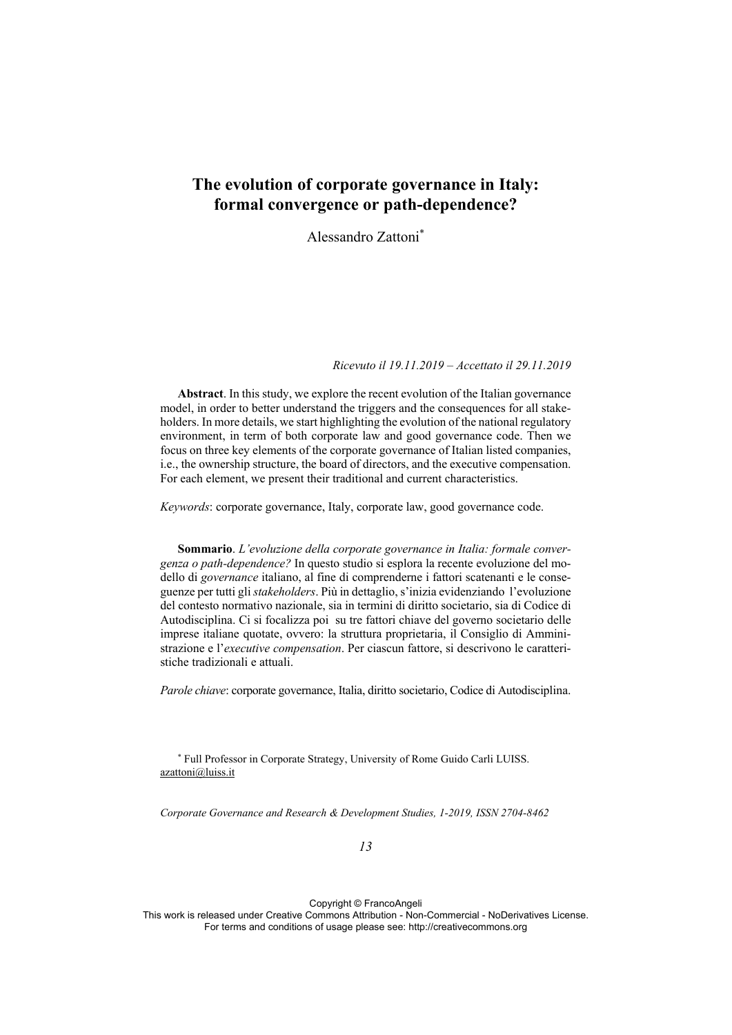# The evolution of corporate governance in Italy: formal convergence or path-dependence?

Alessandro Zattoni[*]

*Ricevuto il 19.11.2019 – Accettato il 29.11.2019*

**Abstract**. In this study, we explore the recent evolution of the Italian governance model, in order to better understand the triggers and the consequences for all stakeholders. In more details, we start highlighting the evolution of the national regulatory environment, in term of both corporate law and good governance code. Then we focus on three key elements of the corporate governance of Italian listed companies, i.e., the ownership structure, the board of directors, and the executive compensation. For each element, we present their traditional and current characteristics.

*Keywords*: corporate governance, Italy, corporate law, good governance code.

**Sommario**. *L'evoluzione della corporate governance in Italia: formale convergenza o path-dependence?* In questo studio si esplora la recente evoluzione del modello di *governance* italiano, al fine di comprenderne i fattori scatenanti e le conseguenze per tutti gli *stakeholders*. Più in dettaglio, s'inizia evidenziando l'evoluzione del contesto normativo nazionale, sia in termini di diritto societario, sia di Codice di Autodisciplina. Ci si focalizza poi su tre fattori chiave del governo societario delle imprese italiane quotate, ovvero: la struttura proprietaria, il Consiglio di Amministrazione e l'*executive compensation*. Per ciascun fattore, si descrivono le caratteristiche tradizionali e attuali.

*Parole chiave*: corporate governance, Italia, diritto societario, Codice di Autodisciplina.

[*] Full Professor in Corporate Strategy, University of Rome Guido Carli LUISS. azattoni@luiss.it

*Corporate Governance and Research & Development Studies, 1-2019, ISSN 2704-8462*

Copyright © FrancoAngeli
This work is released under Creative Commons Attribution - Non-Commercial - NoDerivatives License.
For terms and conditions of usage please see: http://creativecommons.org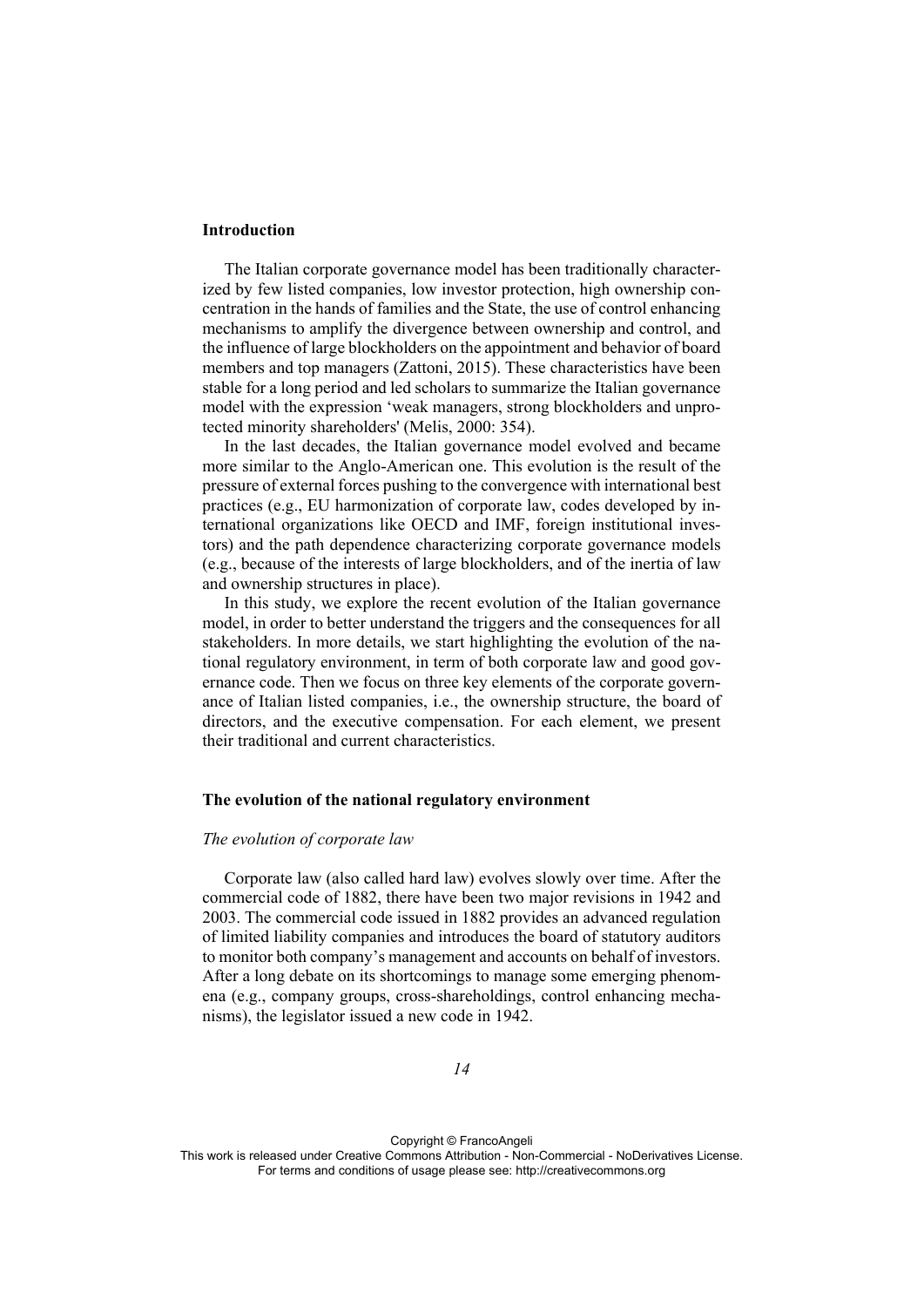## Introduction

The Italian corporate governance model has been traditionally characterized by few listed companies, low investor protection, high ownership concentration in the hands of families and the State, the use of control enhancing mechanisms to amplify the divergence between ownership and control, and the influence of large blockholders on the appointment and behavior of board members and top managers (Zattoni, 2015). These characteristics have been stable for a long period and led scholars to summarize the Italian governance model with the expression 'weak managers, strong blockholders and unprotected minority shareholders' (Melis, 2000: 354).

In the last decades, the Italian governance model evolved and became more similar to the Anglo-American one. This evolution is the result of the pressure of external forces pushing to the convergence with international best practices (e.g., EU harmonization of corporate law, codes developed by international organizations like OECD and IMF, foreign institutional investors) and the path dependence characterizing corporate governance models (e.g., because of the interests of large blockholders, and of the inertia of law and ownership structures in place).

In this study, we explore the recent evolution of the Italian governance model, in order to better understand the triggers and the consequences for all stakeholders. In more details, we start highlighting the evolution of the national regulatory environment, in term of both corporate law and good governance code. Then we focus on three key elements of the corporate governance of Italian listed companies, i.e., the ownership structure, the board of directors, and the executive compensation. For each element, we present their traditional and current characteristics.

## The evolution of the national regulatory environment

### *The evolution of corporate law*

Corporate law (also called hard law) evolves slowly over time. After the commercial code of 1882, there have been two major revisions in 1942 and 2003. The commercial code issued in 1882 provides an advanced regulation of limited liability companies and introduces the board of statutory auditors to monitor both company's management and accounts on behalf of investors. After a long debate on its shortcomings to manage some emerging phenomena (e.g., company groups, cross-shareholdings, control enhancing mechanisms), the legislator issued a new code in 1942.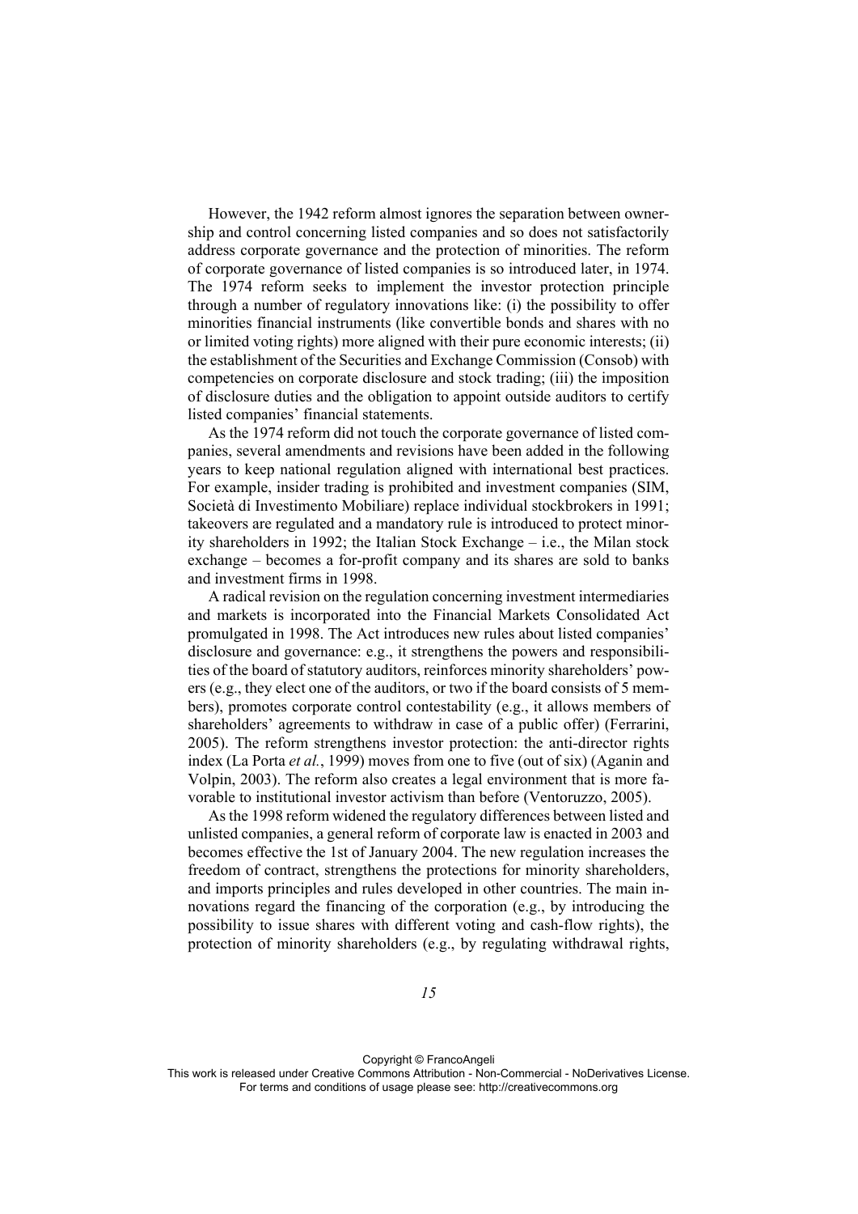However, the 1942 reform almost ignores the separation between ownership and control concerning listed companies and so does not satisfactorily address corporate governance and the protection of minorities. The reform of corporate governance of listed companies is so introduced later, in 1974. The 1974 reform seeks to implement the investor protection principle through a number of regulatory innovations like: (i) the possibility to offer minorities financial instruments (like convertible bonds and shares with no or limited voting rights) more aligned with their pure economic interests; (ii) the establishment of the Securities and Exchange Commission (Consob) with competencies on corporate disclosure and stock trading; (iii) the imposition of disclosure duties and the obligation to appoint outside auditors to certify listed companies' financial statements.

As the 1974 reform did not touch the corporate governance of listed companies, several amendments and revisions have been added in the following years to keep national regulation aligned with international best practices. For example, insider trading is prohibited and investment companies (SIM, Società di Investimento Mobiliare) replace individual stockbrokers in 1991; takeovers are regulated and a mandatory rule is introduced to protect minority shareholders in 1992; the Italian Stock Exchange – i.e., the Milan stock exchange – becomes a for-profit company and its shares are sold to banks and investment firms in 1998.

A radical revision on the regulation concerning investment intermediaries and markets is incorporated into the Financial Markets Consolidated Act promulgated in 1998. The Act introduces new rules about listed companies' disclosure and governance: e.g., it strengthens the powers and responsibilities of the board of statutory auditors, reinforces minority shareholders' powers (e.g., they elect one of the auditors, or two if the board consists of 5 members), promotes corporate control contestability (e.g., it allows members of shareholders' agreements to withdraw in case of a public offer) (Ferrarini, 2005). The reform strengthens investor protection: the anti-director rights index (La Porta *et al.*, 1999) moves from one to five (out of six) (Aganin and Volpin, 2003). The reform also creates a legal environment that is more favorable to institutional investor activism than before (Ventoruzzo, 2005).

As the 1998 reform widened the regulatory differences between listed and unlisted companies, a general reform of corporate law is enacted in 2003 and becomes effective the 1st of January 2004. The new regulation increases the freedom of contract, strengthens the protections for minority shareholders, and imports principles and rules developed in other countries. The main innovations regard the financing of the corporation (e.g., by introducing the possibility to issue shares with different voting and cash-flow rights), the protection of minority shareholders (e.g., by regulating withdrawal rights,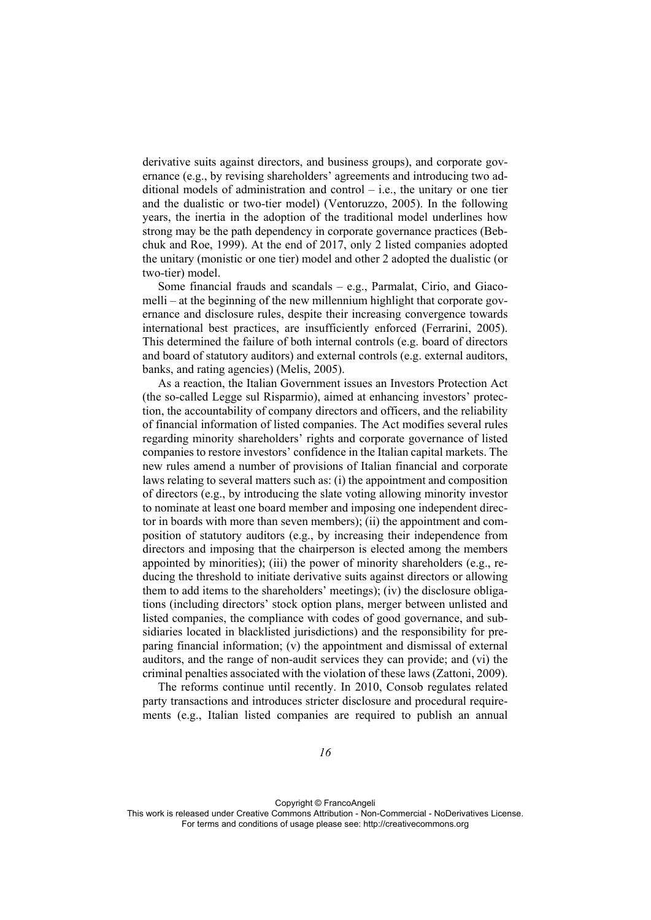derivative suits against directors, and business groups), and corporate governance (e.g., by revising shareholders' agreements and introducing two additional models of administration and control – i.e., the unitary or one tier and the dualistic or two-tier model) (Ventoruzzo, 2005). In the following years, the inertia in the adoption of the traditional model underlines how strong may be the path dependency in corporate governance practices (Bebchuk and Roe, 1999). At the end of 2017, only 2 listed companies adopted the unitary (monistic or one tier) model and other 2 adopted the dualistic (or two-tier) model.

Some financial frauds and scandals – e.g., Parmalat, Cirio, and Giacomelli – at the beginning of the new millennium highlight that corporate governance and disclosure rules, despite their increasing convergence towards international best practices, are insufficiently enforced (Ferrarini, 2005). This determined the failure of both internal controls (e.g. board of directors and board of statutory auditors) and external controls (e.g. external auditors, banks, and rating agencies) (Melis, 2005).

As a reaction, the Italian Government issues an Investors Protection Act (the so-called Legge sul Risparmio), aimed at enhancing investors' protection, the accountability of company directors and officers, and the reliability of financial information of listed companies. The Act modifies several rules regarding minority shareholders' rights and corporate governance of listed companies to restore investors' confidence in the Italian capital markets. The new rules amend a number of provisions of Italian financial and corporate laws relating to several matters such as: (i) the appointment and composition of directors (e.g., by introducing the slate voting allowing minority investor to nominate at least one board member and imposing one independent director in boards with more than seven members); (ii) the appointment and composition of statutory auditors (e.g., by increasing their independence from directors and imposing that the chairperson is elected among the members appointed by minorities); (iii) the power of minority shareholders (e.g., reducing the threshold to initiate derivative suits against directors or allowing them to add items to the shareholders' meetings); (iv) the disclosure obligations (including directors' stock option plans, merger between unlisted and listed companies, the compliance with codes of good governance, and subsidiaries located in blacklisted jurisdictions) and the responsibility for preparing financial information; (v) the appointment and dismissal of external auditors, and the range of non-audit services they can provide; and (vi) the criminal penalties associated with the violation of these laws (Zattoni, 2009).

The reforms continue until recently. In 2010, Consob regulates related party transactions and introduces stricter disclosure and procedural requirements (e.g., Italian listed companies are required to publish an annual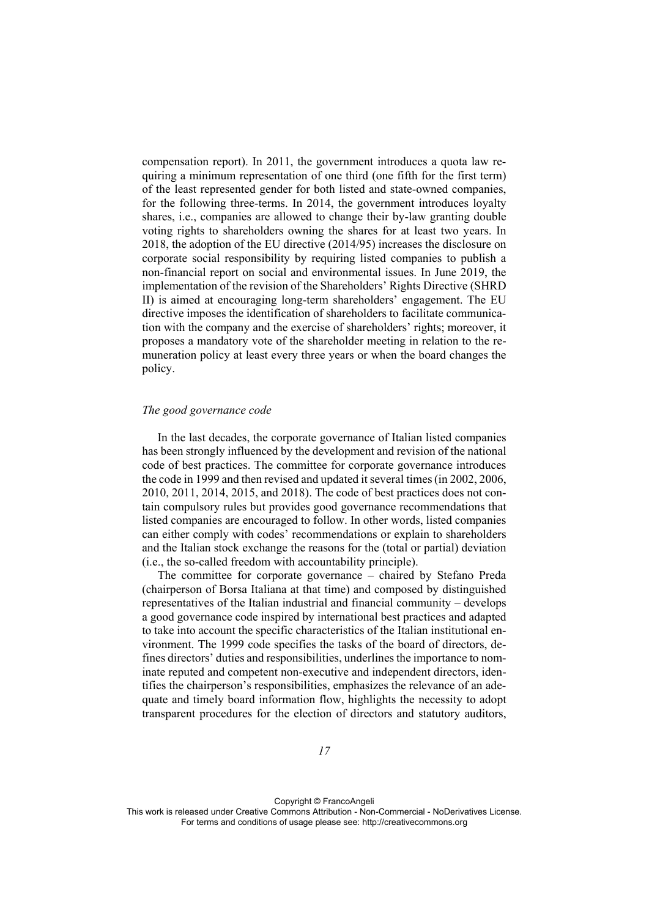compensation report). In 2011, the government introduces a quota law requiring a minimum representation of one third (one fifth for the first term) of the least represented gender for both listed and state-owned companies, for the following three-terms. In 2014, the government introduces loyalty shares, i.e., companies are allowed to change their by-law granting double voting rights to shareholders owning the shares for at least two years. In 2018, the adoption of the EU directive (2014/95) increases the disclosure on corporate social responsibility by requiring listed companies to publish a non-financial report on social and environmental issues. In June 2019, the implementation of the revision of the Shareholders' Rights Directive (SHRD II) is aimed at encouraging long-term shareholders' engagement. The EU directive imposes the identification of shareholders to facilitate communication with the company and the exercise of shareholders' rights; moreover, it proposes a mandatory vote of the shareholder meeting in relation to the remuneration policy at least every three years or when the board changes the policy.

### *The good governance code*

In the last decades, the corporate governance of Italian listed companies has been strongly influenced by the development and revision of the national code of best practices. The committee for corporate governance introduces the code in 1999 and then revised and updated it several times (in 2002, 2006, 2010, 2011, 2014, 2015, and 2018). The code of best practices does not contain compulsory rules but provides good governance recommendations that listed companies are encouraged to follow. In other words, listed companies can either comply with codes' recommendations or explain to shareholders and the Italian stock exchange the reasons for the (total or partial) deviation (i.e., the so-called freedom with accountability principle).

The committee for corporate governance – chaired by Stefano Preda (chairperson of Borsa Italiana at that time) and composed by distinguished representatives of the Italian industrial and financial community – develops a good governance code inspired by international best practices and adapted to take into account the specific characteristics of the Italian institutional environment. The 1999 code specifies the tasks of the board of directors, defines directors' duties and responsibilities, underlines the importance to nominate reputed and competent non-executive and independent directors, identifies the chairperson's responsibilities, emphasizes the relevance of an adequate and timely board information flow, highlights the necessity to adopt transparent procedures for the election of directors and statutory auditors,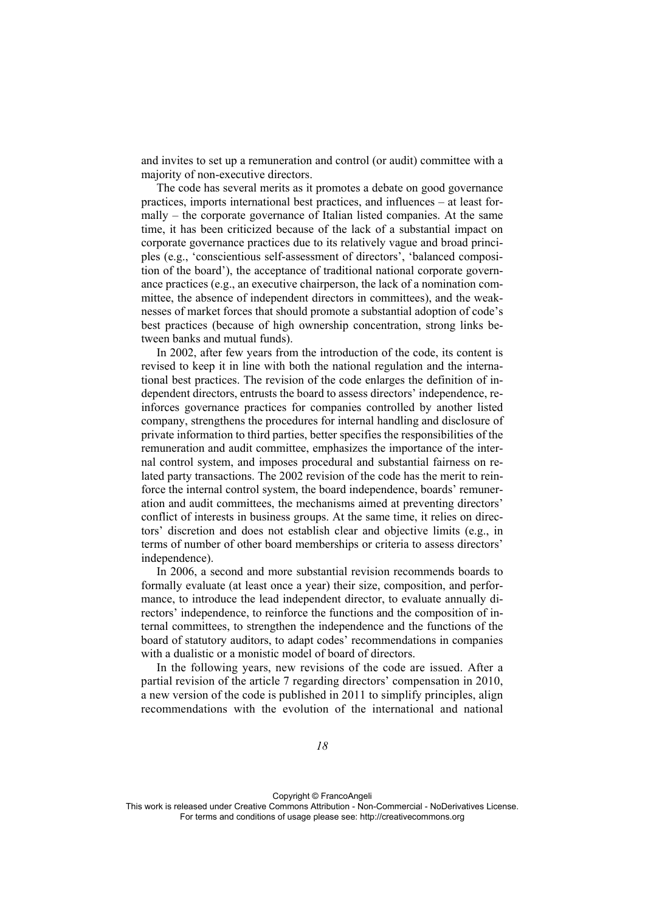and invites to set up a remuneration and control (or audit) committee with a majority of non-executive directors.

The code has several merits as it promotes a debate on good governance practices, imports international best practices, and influences – at least formally – the corporate governance of Italian listed companies. At the same time, it has been criticized because of the lack of a substantial impact on corporate governance practices due to its relatively vague and broad principles (e.g., 'conscientious self-assessment of directors', 'balanced composition of the board'), the acceptance of traditional national corporate governance practices (e.g., an executive chairperson, the lack of a nomination committee, the absence of independent directors in committees), and the weaknesses of market forces that should promote a substantial adoption of code's best practices (because of high ownership concentration, strong links between banks and mutual funds).

In 2002, after few years from the introduction of the code, its content is revised to keep it in line with both the national regulation and the international best practices. The revision of the code enlarges the definition of independent directors, entrusts the board to assess directors' independence, reinforces governance practices for companies controlled by another listed company, strengthens the procedures for internal handling and disclosure of private information to third parties, better specifies the responsibilities of the remuneration and audit committee, emphasizes the importance of the internal control system, and imposes procedural and substantial fairness on related party transactions. The 2002 revision of the code has the merit to reinforce the internal control system, the board independence, boards' remuneration and audit committees, the mechanisms aimed at preventing directors' conflict of interests in business groups. At the same time, it relies on directors' discretion and does not establish clear and objective limits (e.g., in terms of number of other board memberships or criteria to assess directors' independence).

In 2006, a second and more substantial revision recommends boards to formally evaluate (at least once a year) their size, composition, and performance, to introduce the lead independent director, to evaluate annually directors' independence, to reinforce the functions and the composition of internal committees, to strengthen the independence and the functions of the board of statutory auditors, to adapt codes' recommendations in companies with a dualistic or a monistic model of board of directors.

In the following years, new revisions of the code are issued. After a partial revision of the article 7 regarding directors' compensation in 2010, a new version of the code is published in 2011 to simplify principles, align recommendations with the evolution of the international and national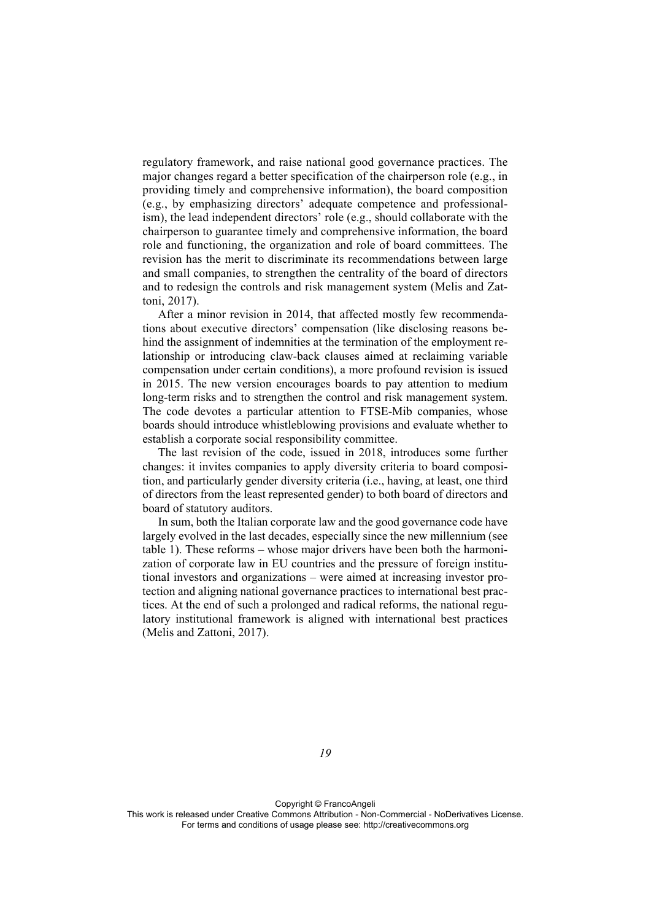regulatory framework, and raise national good governance practices. The major changes regard a better specification of the chairperson role (e.g., in providing timely and comprehensive information), the board composition (e.g., by emphasizing directors' adequate competence and professionalism), the lead independent directors' role (e.g., should collaborate with the chairperson to guarantee timely and comprehensive information, the board role and functioning, the organization and role of board committees. The revision has the merit to discriminate its recommendations between large and small companies, to strengthen the centrality of the board of directors and to redesign the controls and risk management system (Melis and Zattoni, 2017).

After a minor revision in 2014, that affected mostly few recommendations about executive directors' compensation (like disclosing reasons behind the assignment of indemnities at the termination of the employment relationship or introducing claw-back clauses aimed at reclaiming variable compensation under certain conditions), a more profound revision is issued in 2015. The new version encourages boards to pay attention to medium long-term risks and to strengthen the control and risk management system. The code devotes a particular attention to FTSE-Mib companies, whose boards should introduce whistleblowing provisions and evaluate whether to establish a corporate social responsibility committee.

The last revision of the code, issued in 2018, introduces some further changes: it invites companies to apply diversity criteria to board composition, and particularly gender diversity criteria (i.e., having, at least, one third of directors from the least represented gender) to both board of directors and board of statutory auditors.

In sum, both the Italian corporate law and the good governance code have largely evolved in the last decades, especially since the new millennium (see table 1). These reforms – whose major drivers have been both the harmonization of corporate law in EU countries and the pressure of foreign institutional investors and organizations – were aimed at increasing investor protection and aligning national governance practices to international best practices. At the end of such a prolonged and radical reforms, the national regulatory institutional framework is aligned with international best practices (Melis and Zattoni, 2017).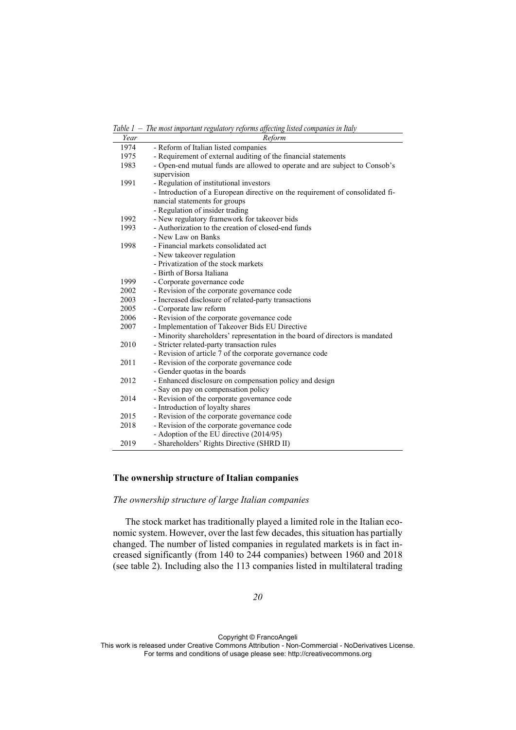*Table 1 – The most important regulatory reforms affecting listed companies in Italy*

| Year | Reform |
|---|---|
| 1974 | - Reform of Italian listed companies |
| 1975 | - Requirement of external auditing of the financial statements |
| 1983 | - Open-end mutual funds are allowed to operate and are subject to Consob's supervision |
| 1991 | - Regulation of institutional investors |
| | - Introduction of a European directive on the requirement of consolidated financial statements for groups |
| | - Regulation of insider trading |
| 1992 | - New regulatory framework for takeover bids |
| 1993 | - Authorization to the creation of closed-end funds |
| | - New Law on Banks |
| 1998 | - Financial markets consolidated act |
| | - New takeover regulation |
| | - Privatization of the stock markets |
| | - Birth of Borsa Italiana |
| 1999 | - Corporate governance code |
| 2002 | - Revision of the corporate governance code |
| 2003 | - Increased disclosure of related-party transactions |
| 2005 | - Corporate law reform |
| 2006 | - Revision of the corporate governance code |
| 2007 | - Implementation of Takeover Bids EU Directive |
| | - Minority shareholders' representation in the board of directors is mandated |
| 2010 | - Stricter related-party transaction rules |
| | - Revision of article 7 of the corporate governance code |
| 2011 | - Revision of the corporate governance code |
| | - Gender quotas in the boards |
| 2012 | - Enhanced disclosure on compensation policy and design |
| | - Say on pay on compensation policy |
| 2014 | - Revision of the corporate governance code |
| | - Introduction of loyalty shares |
| 2015 | - Revision of the corporate governance code |
| 2018 | - Revision of the corporate governance code |
| | - Adoption of the EU directive (2014/95) |
| 2019 | - Shareholders' Rights Directive (SHRD II) |

## The ownership structure of Italian companies

### *The ownership structure of large Italian companies*

The stock market has traditionally played a limited role in the Italian economic system. However, over the last few decades, this situation has partially changed. The number of listed companies in regulated markets is in fact increased significantly (from 140 to 244 companies) between 1960 and 2018 (see table 2). Including also the 113 companies listed in multilateral trading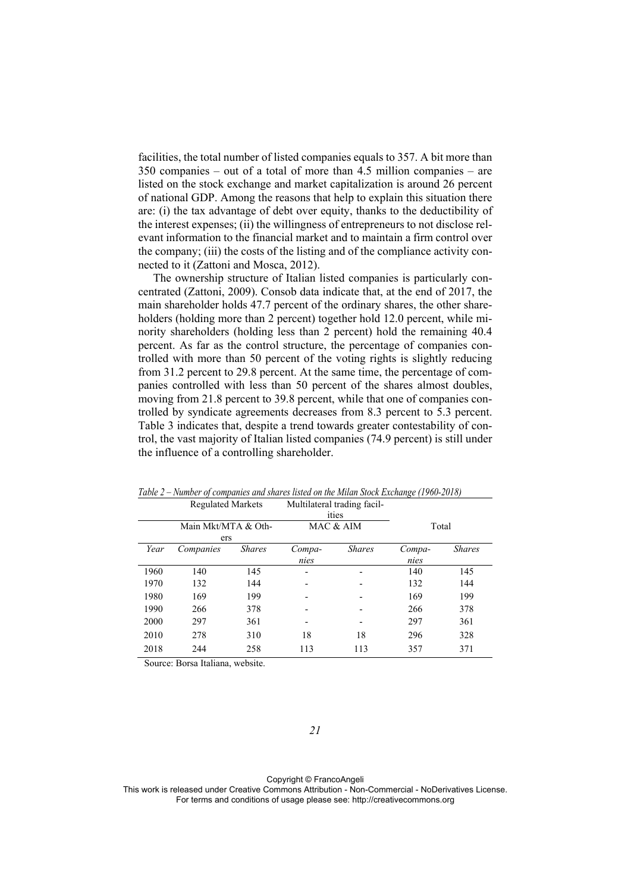facilities, the total number of listed companies equals to 357. A bit more than 350 companies – out of a total of more than 4.5 million companies – are listed on the stock exchange and market capitalization is around 26 percent of national GDP. Among the reasons that help to explain this situation there are: (i) the tax advantage of debt over equity, thanks to the deductibility of the interest expenses; (ii) the willingness of entrepreneurs to not disclose relevant information to the financial market and to maintain a firm control over the company; (iii) the costs of the listing and of the compliance activity connected to it (Zattoni and Mosca, 2012).

The ownership structure of Italian listed companies is particularly concentrated (Zattoni, 2009). Consob data indicate that, at the end of 2017, the main shareholder holds 47.7 percent of the ordinary shares, the other shareholders (holding more than 2 percent) together hold 12.0 percent, while minority shareholders (holding less than 2 percent) hold the remaining 40.4 percent. As far as the control structure, the percentage of companies controlled with more than 50 percent of the voting rights is slightly reducing from 31.2 percent to 29.8 percent. At the same time, the percentage of companies controlled with less than 50 percent of the shares almost doubles, moving from 21.8 percent to 39.8 percent, while that one of companies controlled by syndicate agreements decreases from 8.3 percent to 5.3 percent. Table 3 indicates that, despite a trend towards greater contestability of control, the vast majority of Italian listed companies (74.9 percent) is still under the influence of a controlling shareholder.

*Table 2 – Number of companies and shares listed on the Milan Stock Exchange (1960-2018)*

| | Regulated Markets | | Multilateral trading facilities | | | |
|---|---|---|---|---|---|---|
| | Main Mkt/MTA & Others | | MAC & AIM | | Total | |
| *Year* | *Companies* | *Shares* | *Companies* | *Shares* | *Companies* | *Shares* |
| 1960 | 140 | 145 | - | - | 140 | 145 |
| 1970 | 132 | 144 | - | - | 132 | 144 |
| 1980 | 169 | 199 | - | - | 169 | 199 |
| 1990 | 266 | 378 | - | - | 266 | 378 |
| 2000 | 297 | 361 | - | - | 297 | 361 |
| 2010 | 278 | 310 | 18 | 18 | 296 | 328 |
| 2018 | 244 | 258 | 113 | 113 | 357 | 371 |

Source: Borsa Italiana, website.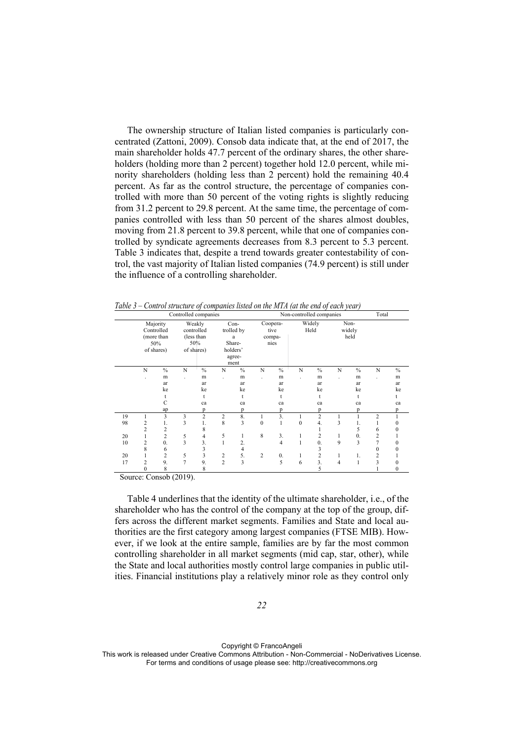The ownership structure of Italian listed companies is particularly concentrated (Zattoni, 2009). Consob data indicate that, at the end of 2017, the main shareholder holds 47.7 percent of the ordinary shares, the other shareholders (holding more than 2 percent) together hold 12.0 percent, while minority shareholders (holding less than 2 percent) hold the remaining 40.4 percent. As far as the control structure, the percentage of companies controlled with more than 50 percent of the voting rights is slightly reducing from 31.2 percent to 29.8 percent. At the same time, the percentage of companies controlled with less than 50 percent of the shares almost doubles, moving from 21.8 percent to 39.8 percent, while that one of companies controlled by syndicate agreements decreases from 8.3 percent to 5.3 percent. Table 3 indicates that, despite a trend towards greater contestability of control, the vast majority of Italian listed companies (74.9 percent) is still under the influence of a controlling shareholder.

*Table 3 – Control structure of companies listed on the MTA (at the end of each year)*

| | Controlled companies | | | | | | Non-controlled companies | | | | | | Total | |
|---|---|---|---|---|---|---|---|---|---|---|---|---|---|---|
| | Majority Controlled (more than 50% of shares) | | Weakly controlled (less than 50% of shares) | | Controlled by a Shareholders' agreement | | Cooperative companies | | Widely Held | | Non-widely held | | | |
| | N. | % market Cap | N. | % market cap | N. | % market cap | N. | % market cap | N. | % market cap | N. | % market cap | N. | % market cap |
| 1998 | 122 | 31.2 | 33 | 21.8 | 28 | 8.3 | 10 | 3.1 | 10 | 24.1 | 13 | 11.5 | 216 | 100 |
| 2010 | 128 | 20.6 | 53 | 43.3 | 51 | 12.4 | 8 | 3.4 | 11 | 20.3 | 19 | 0.3 | 270 | 100 |
| 2017 | 120 | 29.8 | 57 | 39.8 | 22 | 5.3 | 2 | 0.5 | 16 | 23.5 | 14 | 1.1 | 231 | 100 |

Source: Consob (2019).

Table 4 underlines that the identity of the ultimate shareholder, i.e., of the shareholder who has the control of the company at the top of the group, differs across the different market segments. Families and State and local authorities are the first category among largest companies (FTSE MIB). However, if we look at the entire sample, families are by far the most common controlling shareholder in all market segments (mid cap, star, other), while the State and local authorities mostly control large companies in public utilities. Financial institutions play a relatively minor role as they control only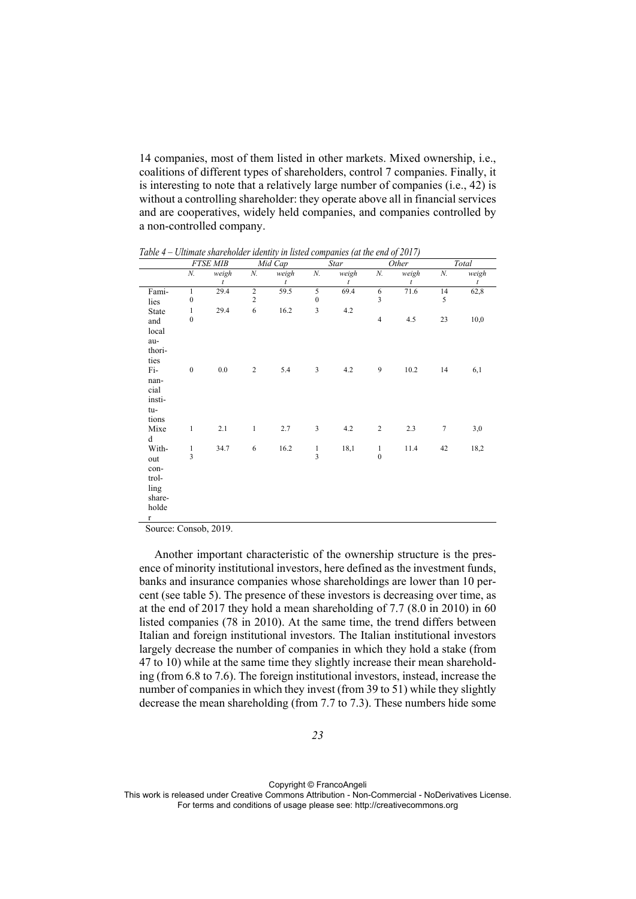14 companies, most of them listed in other markets. Mixed ownership, i.e., coalitions of different types of shareholders, control 7 companies. Finally, it is interesting to note that a relatively large number of companies (i.e., 42) is without a controlling shareholder: they operate above all in financial services and are cooperatives, widely held companies, and companies controlled by a non-controlled company.

*Table 4 – Ultimate shareholder identity in listed companies (at the end of 2017)*

| | *FTSE MIB* | | *Mid Cap* | | *Star* | | *Other* | | *Total* | |
|---|---|---|---|---|---|---|---|---|---|---|
| | *N.* | *weight* | *N.* | *weight* | *N.* | *weight* | *N.* | *weight* | *N.* | *weight* |
| Families | 10 | 29.4 | 22 | 59.5 | 50 | 69.4 | 63 | 71.6 | 145 | 62,8 |
| State and local authorities | 10 | 29.4 | 6 | 16.2 | 3 | 4.2 | 4 | 4.5 | 23 | 10,0 |
| Financial institutions | 0 | 0.0 | 2 | 5.4 | 3 | 4.2 | 9 | 10.2 | 14 | 6,1 |
| Mixed | 1 | 2.1 | 1 | 2.7 | 3 | 4.2 | 2 | 2.3 | 7 | 3,0 |
| Without controlling shareholder | 13 | 34.7 | 6 | 16.2 | 13 | 18,1 | 10 | 11.4 | 42 | 18,2 |

Source: Consob, 2019.

Another important characteristic of the ownership structure is the presence of minority institutional investors, here defined as the investment funds, banks and insurance companies whose shareholdings are lower than 10 percent (see table 5). The presence of these investors is decreasing over time, as at the end of 2017 they hold a mean shareholding of 7.7 (8.0 in 2010) in 60 listed companies (78 in 2010). At the same time, the trend differs between Italian and foreign institutional investors. The Italian institutional investors largely decrease the number of companies in which they hold a stake (from 47 to 10) while at the same time they slightly increase their mean shareholding (from 6.8 to 7.6). The foreign institutional investors, instead, increase the number of companies in which they invest (from 39 to 51) while they slightly decrease the mean shareholding (from 7.7 to 7.3). These numbers hide some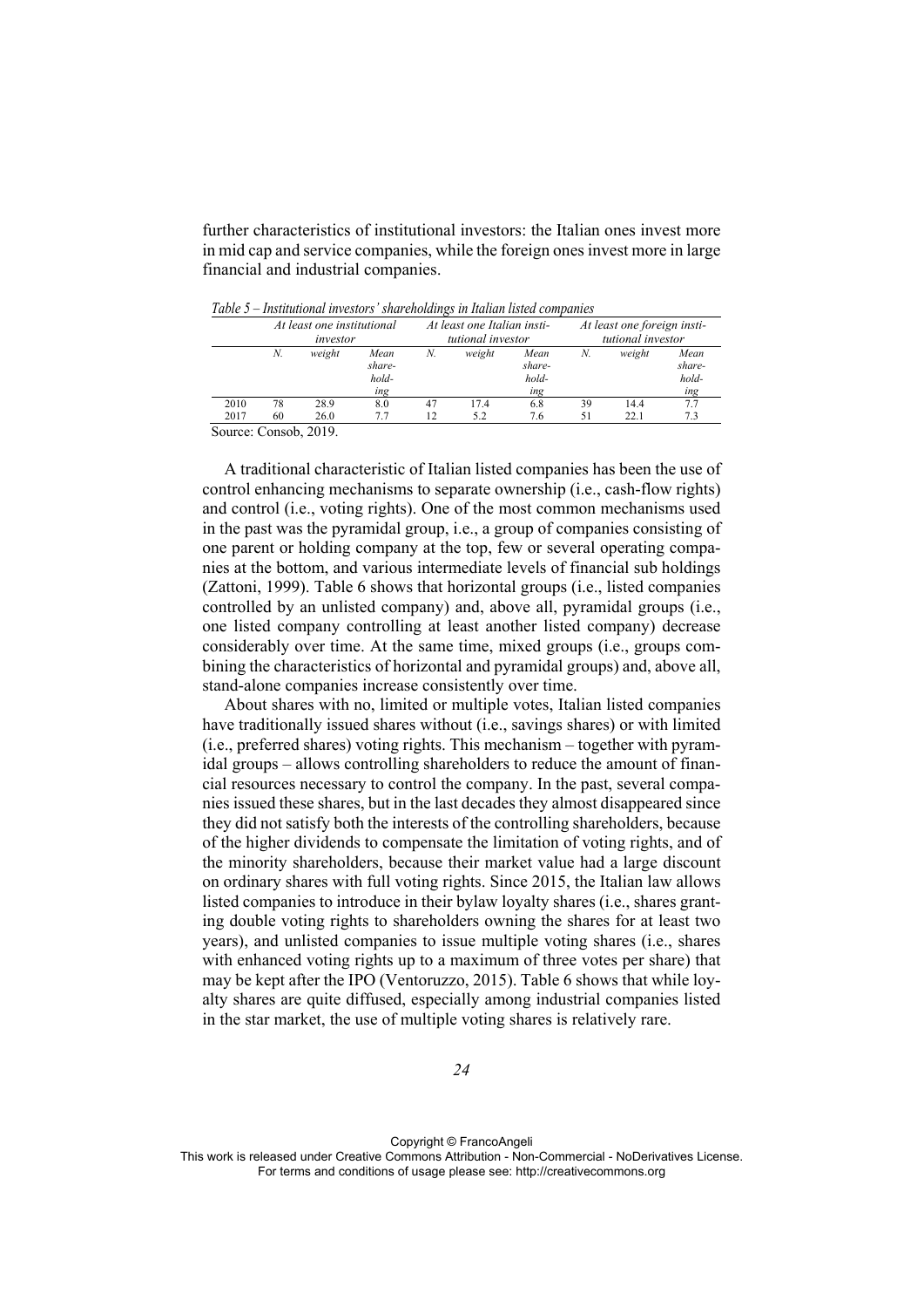further characteristics of institutional investors: the Italian ones invest more in mid cap and service companies, while the foreign ones invest more in large financial and industrial companies.

*Table 5 – Institutional investors' shareholdings in Italian listed companies*

| | *At least one institutional investor* | | | *At least one Italian institutional investor* | | | *At least one foreign institutional investor* | | |
|---|---|---|---|---|---|---|---|---|---|
| | *N.* | *weight* | *Mean shareholding* | *N.* | *weight* | *Mean shareholding* | *N.* | *weight* | *Mean shareholding* |
| 2010 | 78 | 28.9 | 8.0 | 47 | 17.4 | 6.8 | 39 | 14.4 | 7.7 |
| 2017 | 60 | 26.0 | 7.7 | 12 | 5.2 | 7.6 | 51 | 22.1 | 7.3 |

Source: Consob, 2019.

A traditional characteristic of Italian listed companies has been the use of control enhancing mechanisms to separate ownership (i.e., cash-flow rights) and control (i.e., voting rights). One of the most common mechanisms used in the past was the pyramidal group, i.e., a group of companies consisting of one parent or holding company at the top, few or several operating companies at the bottom, and various intermediate levels of financial sub holdings (Zattoni, 1999). Table 6 shows that horizontal groups (i.e., listed companies controlled by an unlisted company) and, above all, pyramidal groups (i.e., one listed company controlling at least another listed company) decrease considerably over time. At the same time, mixed groups (i.e., groups combining the characteristics of horizontal and pyramidal groups) and, above all, stand-alone companies increase consistently over time.

About shares with no, limited or multiple votes, Italian listed companies have traditionally issued shares without (i.e., savings shares) or with limited (i.e., preferred shares) voting rights. This mechanism – together with pyramidal groups – allows controlling shareholders to reduce the amount of financial resources necessary to control the company. In the past, several companies issued these shares, but in the last decades they almost disappeared since they did not satisfy both the interests of the controlling shareholders, because of the higher dividends to compensate the limitation of voting rights, and of the minority shareholders, because their market value had a large discount on ordinary shares with full voting rights. Since 2015, the Italian law allows listed companies to introduce in their bylaw loyalty shares (i.e., shares granting double voting rights to shareholders owning the shares for at least two years), and unlisted companies to issue multiple voting shares (i.e., shares with enhanced voting rights up to a maximum of three votes per share) that may be kept after the IPO (Ventoruzzo, 2015). Table 6 shows that while loyalty shares are quite diffused, especially among industrial companies listed in the star market, the use of multiple voting shares is relatively rare.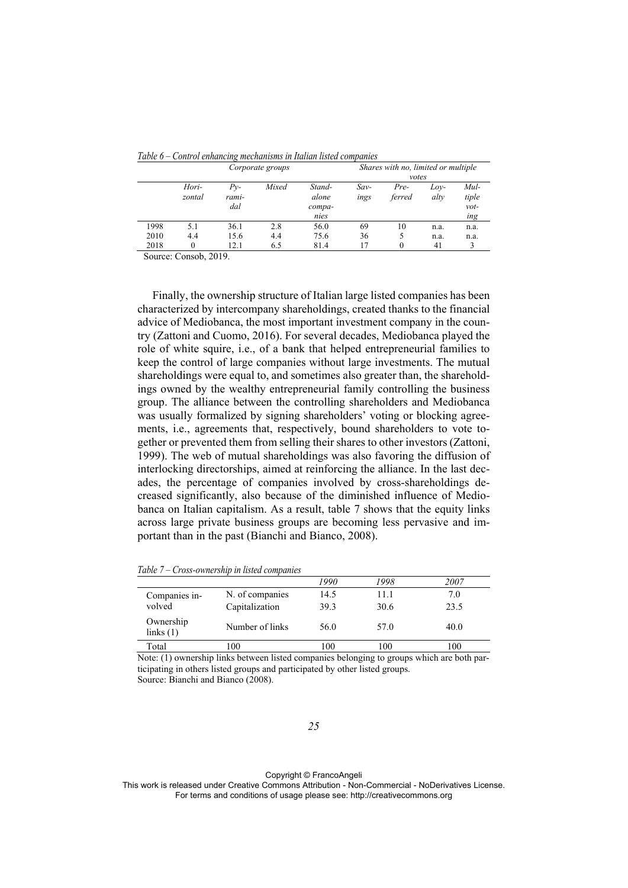*Table 6 – Control enhancing mechanisms in Italian listed companies*

| | Corporate groups | | | | Shares with no, limited or multiple votes | | | |
|---|---|---|---|---|---|---|---|---|
| | *Horizontal* | *Pyramidal* | *Mixed* | *Stand-alone companies* | *Savings* | *Preferred* | *Loyalty* | *Multiple voting* |
| 1998 | 5.1 | 36.1 | 2.8 | 56.0 | 69 | 10 | n.a. | n.a. |
| 2010 | 4.4 | 15.6 | 4.4 | 75.6 | 36 | 5 | n.a. | n.a. |
| 2018 | 0 | 12.1 | 6.5 | 81.4 | 17 | 0 | 41 | 3 |

Source: Consob, 2019.

Finally, the ownership structure of Italian large listed companies has been characterized by intercompany shareholdings, created thanks to the financial advice of Mediobanca, the most important investment company in the country (Zattoni and Cuomo, 2016). For several decades, Mediobanca played the role of white squire, i.e., of a bank that helped entrepreneurial families to keep the control of large companies without large investments. The mutual shareholdings were equal to, and sometimes also greater than, the shareholdings owned by the wealthy entrepreneurial family controlling the business group. The alliance between the controlling shareholders and Mediobanca was usually formalized by signing shareholders' voting or blocking agreements, i.e., agreements that, respectively, bound shareholders to vote together or prevented them from selling their shares to other investors (Zattoni, 1999). The web of mutual shareholdings was also favoring the diffusion of interlocking directorships, aimed at reinforcing the alliance. In the last decades, the percentage of companies involved by cross-shareholdings decreased significantly, also because of the diminished influence of Mediobanca on Italian capitalism. As a result, table 7 shows that the equity links across large private business groups are becoming less pervasive and important than in the past (Bianchi and Bianco, 2008).

*Table 7 – Cross-ownership in listed companies*

| | | *1990* | *1998* | *2007* |
|---|---|---|---|---|
| Companies involved | N. of companies | 14.5 | 11.1 | 7.0 |
| | Capitalization | 39.3 | 30.6 | 23.5 |
| Ownership links (1) | Number of links | 56.0 | 57.0 | 40.0 |
| Total | | 100 | 100 | 100 |

Note: (1) ownership links between listed companies belonging to groups which are both participating in others listed groups and participated by other listed groups.
Source: Bianchi and Bianco (2008).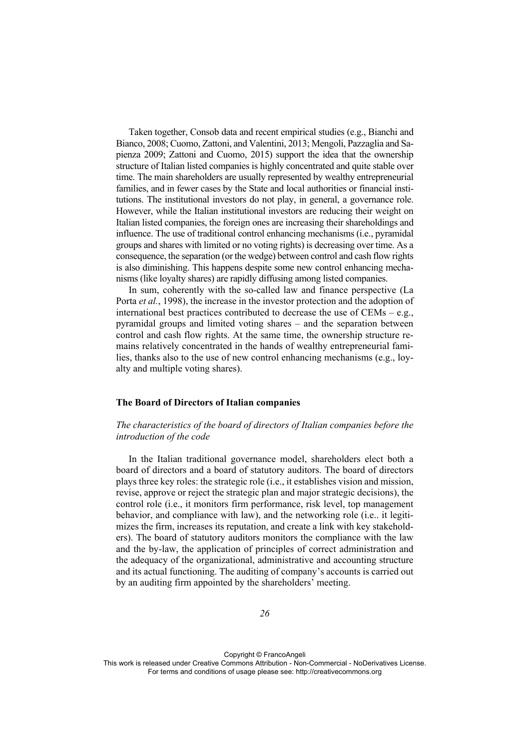Taken together, Consob data and recent empirical studies (e.g., Bianchi and Bianco, 2008; Cuomo, Zattoni, and Valentini, 2013; Mengoli, Pazzaglia and Sapienza 2009; Zattoni and Cuomo, 2015) support the idea that the ownership structure of Italian listed companies is highly concentrated and quite stable over time. The main shareholders are usually represented by wealthy entrepreneurial families, and in fewer cases by the State and local authorities or financial institutions. The institutional investors do not play, in general, a governance role. However, while the Italian institutional investors are reducing their weight on Italian listed companies, the foreign ones are increasing their shareholdings and influence. The use of traditional control enhancing mechanisms (i.e., pyramidal groups and shares with limited or no voting rights) is decreasing over time. As a consequence, the separation (or the wedge) between control and cash flow rights is also diminishing. This happens despite some new control enhancing mechanisms (like loyalty shares) are rapidly diffusing among listed companies.

In sum, coherently with the so-called law and finance perspective (La Porta *et al.*, 1998), the increase in the investor protection and the adoption of international best practices contributed to decrease the use of CEMs – e.g., pyramidal groups and limited voting shares – and the separation between control and cash flow rights. At the same time, the ownership structure remains relatively concentrated in the hands of wealthy entrepreneurial families, thanks also to the use of new control enhancing mechanisms (e.g., loyalty and multiple voting shares).

## The Board of Directors of Italian companies

### *The characteristics of the board of directors of Italian companies before the introduction of the code*

In the Italian traditional governance model, shareholders elect both a board of directors and a board of statutory auditors. The board of directors plays three key roles: the strategic role (i.e., it establishes vision and mission, revise, approve or reject the strategic plan and major strategic decisions), the control role (i.e., it monitors firm performance, risk level, top management behavior, and compliance with law), and the networking role (i.e.. it legitimizes the firm, increases its reputation, and create a link with key stakeholders). The board of statutory auditors monitors the compliance with the law and the by-law, the application of principles of correct administration and the adequacy of the organizational, administrative and accounting structure and its actual functioning. The auditing of company's accounts is carried out by an auditing firm appointed by the shareholders' meeting.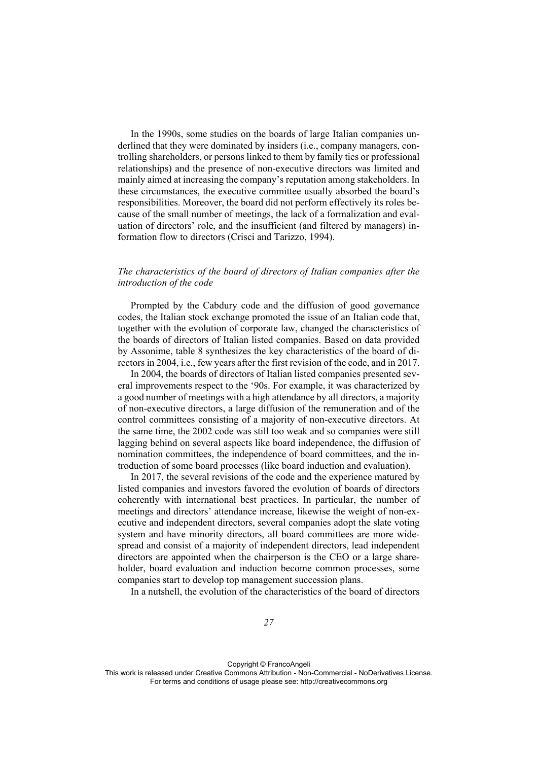In the 1990s, some studies on the boards of large Italian companies underlined that they were dominated by insiders (i.e., company managers, controlling shareholders, or persons linked to them by family ties or professional relationships) and the presence of non-executive directors was limited and mainly aimed at increasing the company's reputation among stakeholders. In these circumstances, the executive committee usually absorbed the board's responsibilities. Moreover, the board did not perform effectively its roles because of the small number of meetings, the lack of a formalization and evaluation of directors' role, and the insufficient (and filtered by managers) information flow to directors (Crisci and Tarizzo, 1994).

*The characteristics of the board of directors of Italian companies after the introduction of the code*

Prompted by the Cabdury code and the diffusion of good governance codes, the Italian stock exchange promoted the issue of an Italian code that, together with the evolution of corporate law, changed the characteristics of the boards of directors of Italian listed companies. Based on data provided by Assonime, table 8 synthesizes the key characteristics of the board of directors in 2004, i.e., few years after the first revision of the code, and in 2017.

In 2004, the boards of directors of Italian listed companies presented several improvements respect to the '90s. For example, it was characterized by a good number of meetings with a high attendance by all directors, a majority of non-executive directors, a large diffusion of the remuneration and of the control committees consisting of a majority of non-executive directors. At the same time, the 2002 code was still too weak and so companies were still lagging behind on several aspects like board independence, the diffusion of nomination committees, the independence of board committees, and the introduction of some board processes (like board induction and evaluation).

In 2017, the several revisions of the code and the experience matured by listed companies and investors favored the evolution of boards of directors coherently with international best practices. In particular, the number of meetings and directors' attendance increase, likewise the weight of non-executive and independent directors, several companies adopt the slate voting system and have minority directors, all board committees are more widespread and consist of a majority of independent directors, lead independent directors are appointed when the chairperson is the CEO or a large shareholder, board evaluation and induction become common processes, some companies start to develop top management succession plans.

In a nutshell, the evolution of the characteristics of the board of directors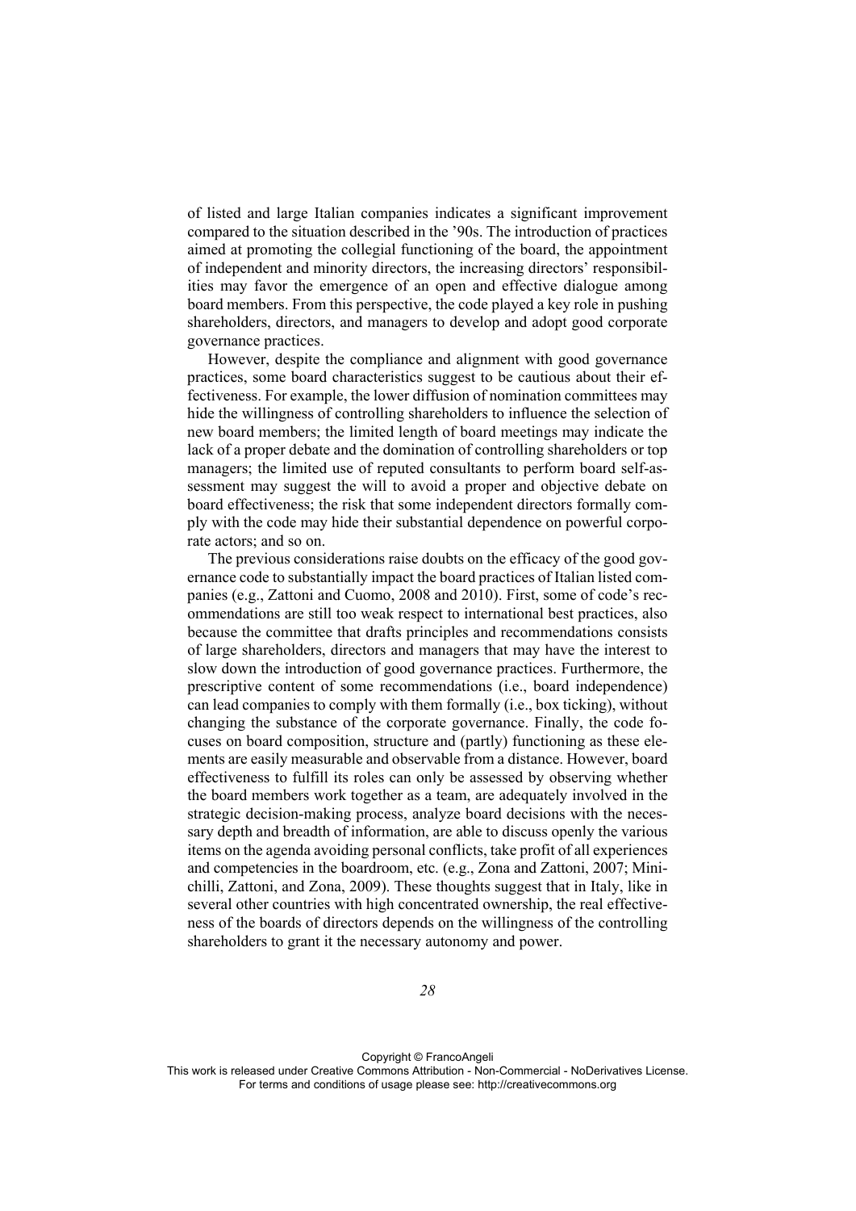of listed and large Italian companies indicates a significant improvement compared to the situation described in the '90s. The introduction of practices aimed at promoting the collegial functioning of the board, the appointment of independent and minority directors, the increasing directors' responsibilities may favor the emergence of an open and effective dialogue among board members. From this perspective, the code played a key role in pushing shareholders, directors, and managers to develop and adopt good corporate governance practices.

However, despite the compliance and alignment with good governance practices, some board characteristics suggest to be cautious about their effectiveness. For example, the lower diffusion of nomination committees may hide the willingness of controlling shareholders to influence the selection of new board members; the limited length of board meetings may indicate the lack of a proper debate and the domination of controlling shareholders or top managers; the limited use of reputed consultants to perform board self-assessment may suggest the will to avoid a proper and objective debate on board effectiveness; the risk that some independent directors formally comply with the code may hide their substantial dependence on powerful corporate actors; and so on.

The previous considerations raise doubts on the efficacy of the good governance code to substantially impact the board practices of Italian listed companies (e.g., Zattoni and Cuomo, 2008 and 2010). First, some of code's recommendations are still too weak respect to international best practices, also because the committee that drafts principles and recommendations consists of large shareholders, directors and managers that may have the interest to slow down the introduction of good governance practices. Furthermore, the prescriptive content of some recommendations (i.e., board independence) can lead companies to comply with them formally (i.e., box ticking), without changing the substance of the corporate governance. Finally, the code focuses on board composition, structure and (partly) functioning as these elements are easily measurable and observable from a distance. However, board effectiveness to fulfill its roles can only be assessed by observing whether the board members work together as a team, are adequately involved in the strategic decision-making process, analyze board decisions with the necessary depth and breadth of information, are able to discuss openly the various items on the agenda avoiding personal conflicts, take profit of all experiences and competencies in the boardroom, etc. (e.g., Zona and Zattoni, 2007; Minichilli, Zattoni, and Zona, 2009). These thoughts suggest that in Italy, like in several other countries with high concentrated ownership, the real effectiveness of the boards of directors depends on the willingness of the controlling shareholders to grant it the necessary autonomy and power.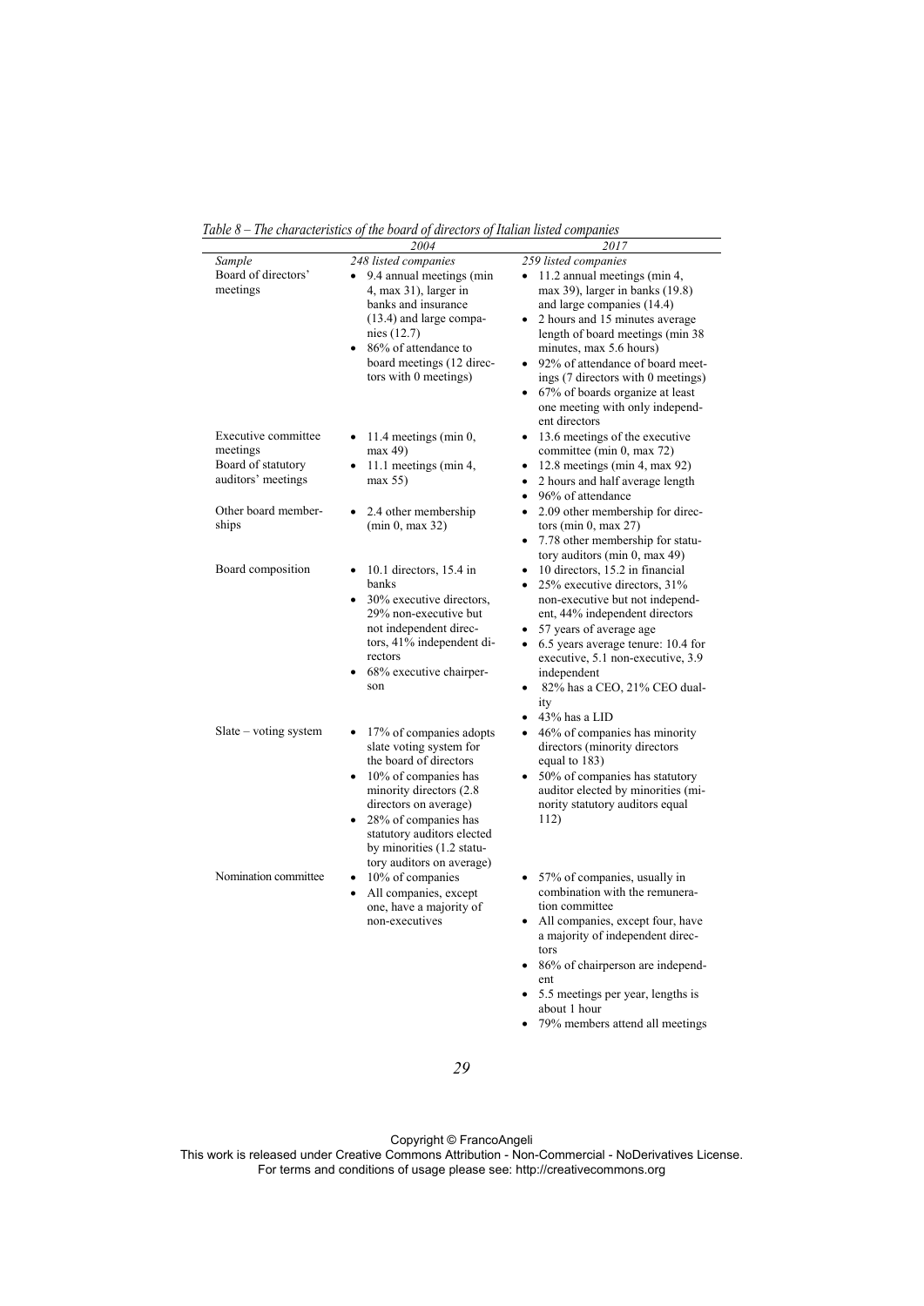*Table 8 – The characteristics of the board of directors of Italian listed companies*

| | 2004 | 2017 |
|---|---|---|
| *Sample* | *248 listed companies* | *259 listed companies* |
| Board of directors' meetings | • 9.4 annual meetings (min 4, max 31), larger in banks and insurance (13.4) and large companies (12.7)<br>• 86% of attendance to board meetings (12 directors with 0 meetings) | • 11.2 annual meetings (min 4, max 39), larger in banks (19.8) and large companies (14.4)<br>• 2 hours and 15 minutes average length of board meetings (min 38 minutes, max 5.6 hours)<br>• 92% of attendance of board meetings (7 directors with 0 meetings)<br>• 67% of boards organize at least one meeting with only independent directors |
| Executive committee meetings | • 11.4 meetings (min 0, max 49) | • 13.6 meetings of the executive committee (min 0, max 72) |
| Board of statutory auditors' meetings | • 11.1 meetings (min 4, max 55) | • 12.8 meetings (min 4, max 92)<br>• 2 hours and half average length<br>• 96% of attendance |
| Other board memberships | • 2.4 other membership (min 0, max 32) | • 2.09 other membership for directors (min 0, max 27)<br>• 7.78 other membership for statutory auditors (min 0, max 49) |
| Board composition | • 10.1 directors, 15.4 in banks<br>• 30% executive directors, 29% non-executive but not independent directors, 41% independent directors<br>• 68% executive chairperson | • 10 directors, 15.2 in financial<br>• 25% executive directors, 31% non-executive but not independent, 44% independent directors<br>• 57 years of average age<br>• 6.5 years average tenure: 10.4 for executive, 5.1 non-executive, 3.9 independent<br>• 82% has a CEO, 21% CEO duality<br>• 43% has a LID |
| Slate – voting system | • 17% of companies adopts slate voting system for the board of directors<br>• 10% of companies has minority directors (2.8 directors on average)<br>• 28% of companies has statutory auditors elected by minorities (1.2 statutory auditors on average) | • 46% of companies has minority directors (minority directors equal to 183)<br>• 50% of companies has statutory auditor elected by minorities (minority statutory auditors equal 112) |
| Nomination committee | • 10% of companies<br>• All companies, except one, have a majority of non-executives | • 57% of companies, usually in combination with the remuneration committee<br>• All companies, except four, have a majority of independent directors<br>• 86% of chairperson are independent<br>• 5.5 meetings per year, lengths is about 1 hour<br>• 79% members attend all meetings |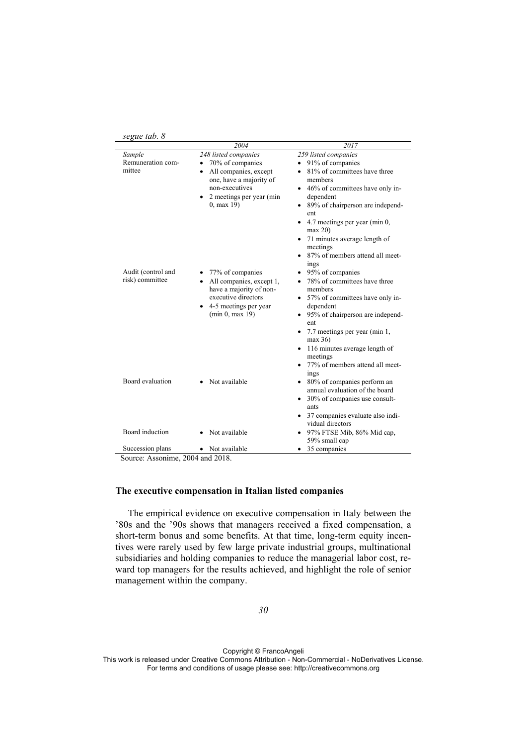*segue tab. 8*

| | *2004* | *2017* |
|---|---|---|
| *Sample* | *248 listed companies* | *259 listed companies* |
| Remuneration committee | • 70% of companies<br>• All companies, except one, have a majority of non-executives<br>• 2 meetings per year (min 0, max 19) | • 91% of companies<br>• 81% of committees have three members<br>• 46% of committees have only independent<br>• 89% of chairperson are independent<br>• 4.7 meetings per year (min 0, max 20)<br>• 71 minutes average length of meetings<br>• 87% of members attend all meetings |
| Audit (control and risk) committee | • 77% of companies<br>• All companies, except 1, have a majority of non-executive directors<br>• 4-5 meetings per year (min 0, max 19) | • 95% of companies<br>• 78% of committees have three members<br>• 57% of committees have only independent<br>• 95% of chairperson are independent<br>• 7.7 meetings per year (min 1, max 36)<br>• 116 minutes average length of meetings<br>• 77% of members attend all meetings |
| Board evaluation | • Not available | • 80% of companies perform an annual evaluation of the board<br>• 30% of companies use consultants<br>• 37 companies evaluate also individual directors |
| Board induction | • Not available | • 97% FTSE Mib, 86% Mid cap, 59% small cap |
| Succession plans | • Not available | • 35 companies |

Source: Assonime, 2004 and 2018.

## The executive compensation in Italian listed companies

The empirical evidence on executive compensation in Italy between the '80s and the '90s shows that managers received a fixed compensation, a short-term bonus and some benefits. At that time, long-term equity incentives were rarely used by few large private industrial groups, multinational subsidiaries and holding companies to reduce the managerial labor cost, reward top managers for the results achieved, and highlight the role of senior management within the company.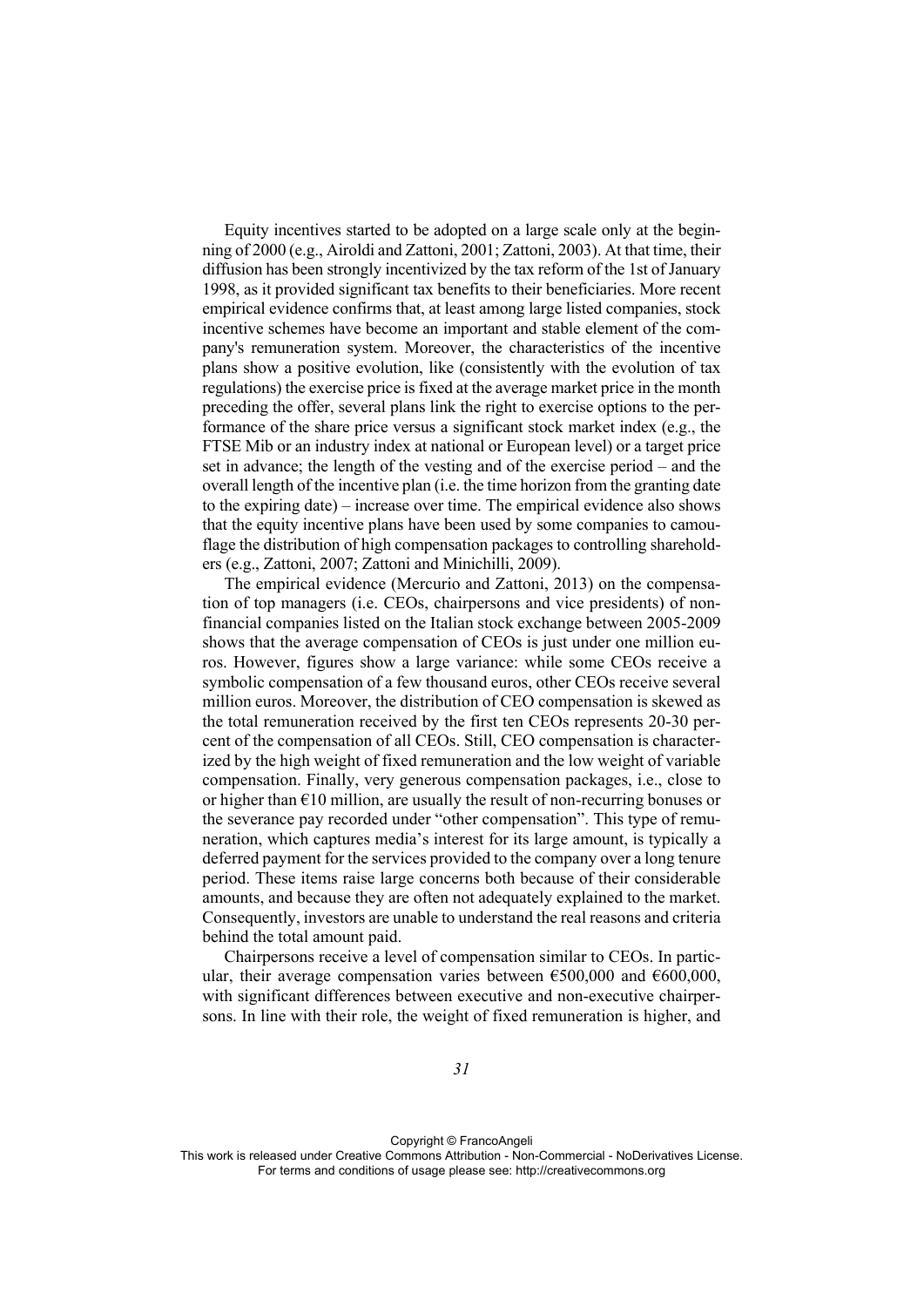Equity incentives started to be adopted on a large scale only at the beginning of 2000 (e.g., Airoldi and Zattoni, 2001; Zattoni, 2003). At that time, their diffusion has been strongly incentivized by the tax reform of the 1st of January 1998, as it provided significant tax benefits to their beneficiaries. More recent empirical evidence confirms that, at least among large listed companies, stock incentive schemes have become an important and stable element of the company's remuneration system. Moreover, the characteristics of the incentive plans show a positive evolution, like (consistently with the evolution of tax regulations) the exercise price is fixed at the average market price in the month preceding the offer, several plans link the right to exercise options to the performance of the share price versus a significant stock market index (e.g., the FTSE Mib or an industry index at national or European level) or a target price set in advance; the length of the vesting and of the exercise period – and the overall length of the incentive plan (i.e. the time horizon from the granting date to the expiring date) – increase over time. The empirical evidence also shows that the equity incentive plans have been used by some companies to camouflage the distribution of high compensation packages to controlling shareholders (e.g., Zattoni, 2007; Zattoni and Minichilli, 2009).

The empirical evidence (Mercurio and Zattoni, 2013) on the compensation of top managers (i.e. CEOs, chairpersons and vice presidents) of non-financial companies listed on the Italian stock exchange between 2005-2009 shows that the average compensation of CEOs is just under one million euros. However, figures show a large variance: while some CEOs receive a symbolic compensation of a few thousand euros, other CEOs receive several million euros. Moreover, the distribution of CEO compensation is skewed as the total remuneration received by the first ten CEOs represents 20-30 percent of the compensation of all CEOs. Still, CEO compensation is characterized by the high weight of fixed remuneration and the low weight of variable compensation. Finally, very generous compensation packages, i.e., close to or higher than €10 million, are usually the result of non-recurring bonuses or the severance pay recorded under "other compensation". This type of remuneration, which captures media's interest for its large amount, is typically a deferred payment for the services provided to the company over a long tenure period. These items raise large concerns both because of their considerable amounts, and because they are often not adequately explained to the market. Consequently, investors are unable to understand the real reasons and criteria behind the total amount paid.

Chairpersons receive a level of compensation similar to CEOs. In particular, their average compensation varies between €500,000 and €600,000, with significant differences between executive and non-executive chairpersons. In line with their role, the weight of fixed remuneration is higher, and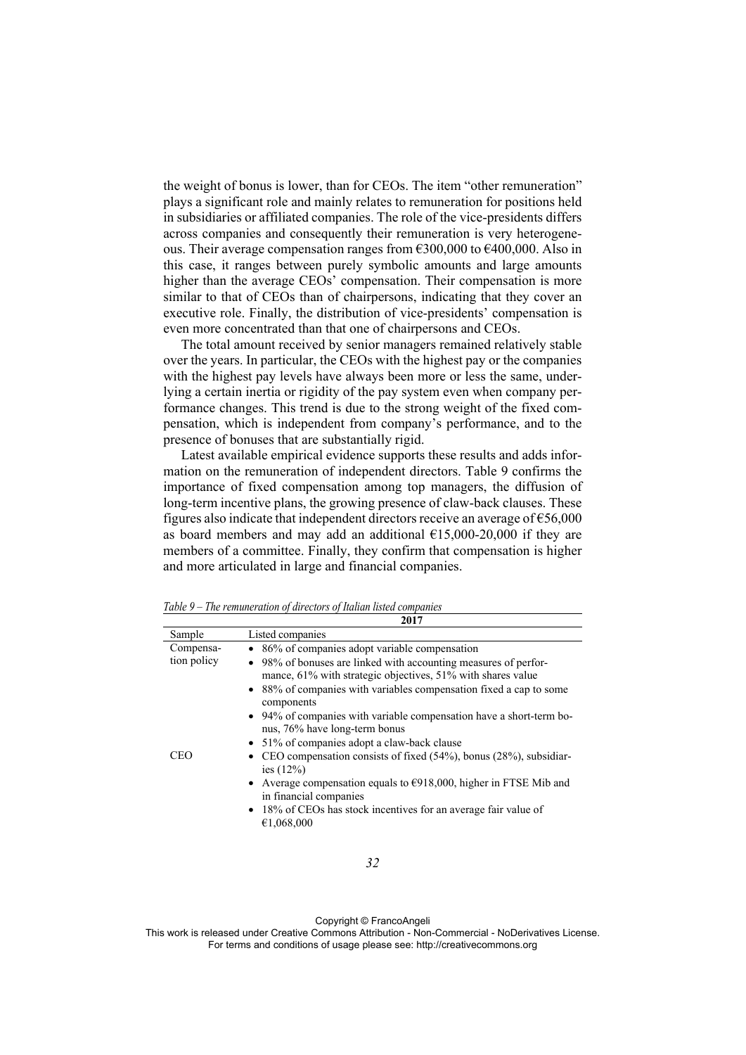the weight of bonus is lower, than for CEOs. The item "other remuneration" plays a significant role and mainly relates to remuneration for positions held in subsidiaries or affiliated companies. The role of the vice-presidents differs across companies and consequently their remuneration is very heterogeneous. Their average compensation ranges from €300,000 to €400,000. Also in this case, it ranges between purely symbolic amounts and large amounts higher than the average CEOs' compensation. Their compensation is more similar to that of CEOs than of chairpersons, indicating that they cover an executive role. Finally, the distribution of vice-presidents' compensation is even more concentrated than that one of chairpersons and CEOs.

The total amount received by senior managers remained relatively stable over the years. In particular, the CEOs with the highest pay or the companies with the highest pay levels have always been more or less the same, underlying a certain inertia or rigidity of the pay system even when company performance changes. This trend is due to the strong weight of the fixed compensation, which is independent from company's performance, and to the presence of bonuses that are substantially rigid.

Latest available empirical evidence supports these results and adds information on the remuneration of independent directors. Table 9 confirms the importance of fixed compensation among top managers, the diffusion of long-term incentive plans, the growing presence of claw-back clauses. These figures also indicate that independent directors receive an average of €56,000 as board members and may add an additional €15,000-20,000 if they are members of a committee. Finally, they confirm that compensation is higher and more articulated in large and financial companies.

*Table 9 – The remuneration of directors of Italian listed companies*

| | 2017 |
|---|---|
| Sample | Listed companies |
| Compensation policy | • 86% of companies adopt variable compensation<br>• 98% of bonuses are linked with accounting measures of performance, 61% with strategic objectives, 51% with shares value<br>• 88% of companies with variables compensation fixed a cap to some components<br>• 94% of companies with variable compensation have a short-term bonus, 76% have long-term bonus<br>• 51% of companies adopt a claw-back clause |
| CEO | • CEO compensation consists of fixed (54%), bonus (28%), subsidiaries (12%)<br>• Average compensation equals to €918,000, higher in FTSE Mib and in financial companies<br>• 18% of CEOs has stock incentives for an average fair value of €1,068,000 |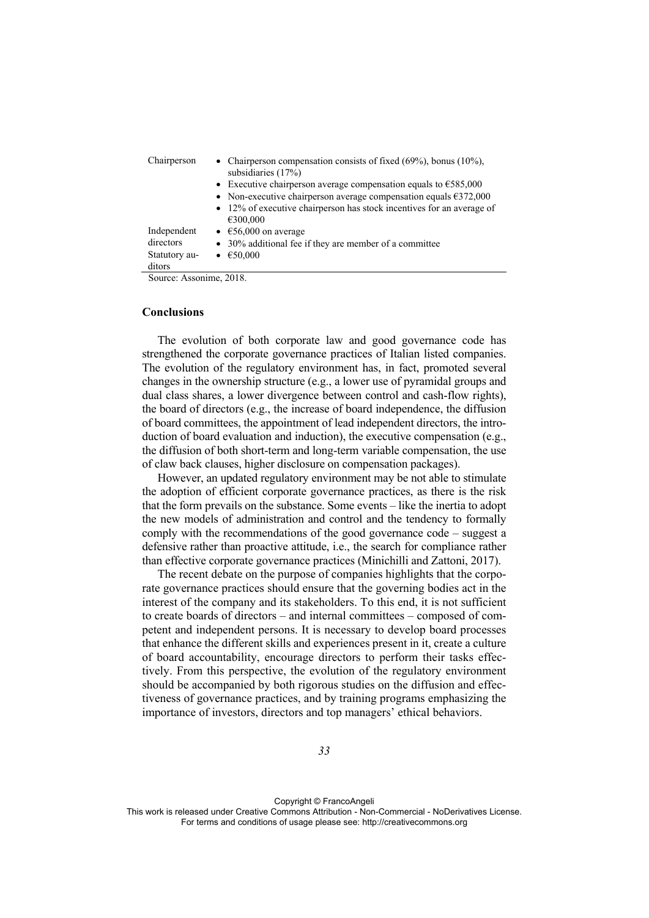| | |
|---|---|
| Chairperson | • Chairperson compensation consists of fixed (69%), bonus (10%), subsidiaries (17%)<br>• Executive chairperson average compensation equals to €585,000<br>• Non-executive chairperson average compensation equals €372,000<br>• 12% of executive chairperson has stock incentives for an average of €300,000 |
| Independent directors | • €56,000 on average<br>• 30% additional fee if they are member of a committee |
| Statutory auditors | • €50,000 |

Source: Assonime, 2018.

## Conclusions

The evolution of both corporate law and good governance code has strengthened the corporate governance practices of Italian listed companies. The evolution of the regulatory environment has, in fact, promoted several changes in the ownership structure (e.g., a lower use of pyramidal groups and dual class shares, a lower divergence between control and cash-flow rights), the board of directors (e.g., the increase of board independence, the diffusion of board committees, the appointment of lead independent directors, the introduction of board evaluation and induction), the executive compensation (e.g., the diffusion of both short-term and long-term variable compensation, the use of claw back clauses, higher disclosure on compensation packages).

However, an updated regulatory environment may be not able to stimulate the adoption of efficient corporate governance practices, as there is the risk that the form prevails on the substance. Some events – like the inertia to adopt the new models of administration and control and the tendency to formally comply with the recommendations of the good governance code – suggest a defensive rather than proactive attitude, i.e., the search for compliance rather than effective corporate governance practices (Minichilli and Zattoni, 2017).

The recent debate on the purpose of companies highlights that the corporate governance practices should ensure that the governing bodies act in the interest of the company and its stakeholders. To this end, it is not sufficient to create boards of directors – and internal committees – composed of competent and independent persons. It is necessary to develop board processes that enhance the different skills and experiences present in it, create a culture of board accountability, encourage directors to perform their tasks effectively. From this perspective, the evolution of the regulatory environment should be accompanied by both rigorous studies on the diffusion and effectiveness of governance practices, and by training programs emphasizing the importance of investors, directors and top managers' ethical behaviors.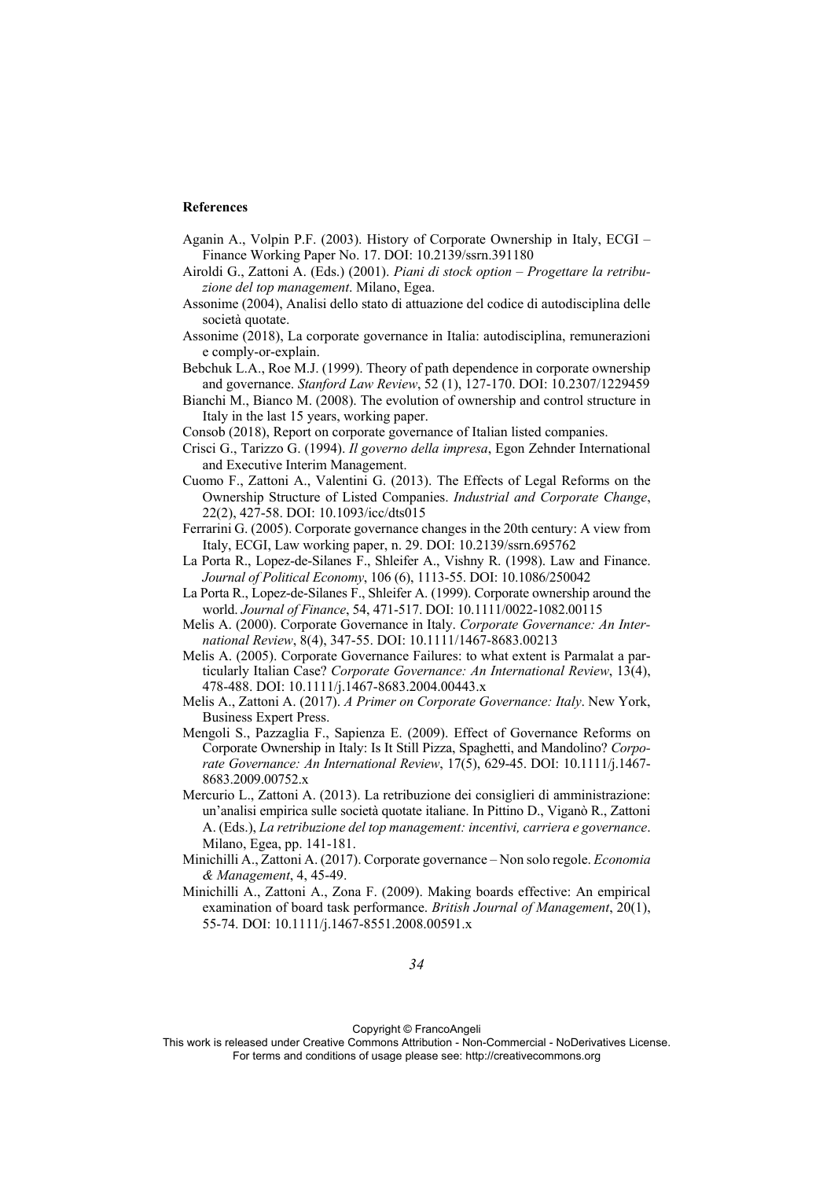#### References

Aganin A., Volpin P.F. (2003). History of Corporate Ownership in Italy, ECGI – Finance Working Paper No. 17. DOI: 10.2139/ssrn.391180

Airoldi G., Zattoni A. (Eds.) (2001). *Piani di stock option – Progettare la retribuzione del top management*. Milano, Egea.

Assonime (2004), Analisi dello stato di attuazione del codice di autodisciplina delle società quotate.

Assonime (2018), La corporate governance in Italia: autodisciplina, remunerazioni e comply-or-explain.

Bebchuk L.A., Roe M.J. (1999). Theory of path dependence in corporate ownership and governance. *Stanford Law Review*, 52 (1), 127-170. DOI: 10.2307/1229459

Bianchi M., Bianco M. (2008). The evolution of ownership and control structure in Italy in the last 15 years, working paper.

Consob (2018), Report on corporate governance of Italian listed companies.

Crisci G., Tarizzo G. (1994). *Il governo della impresa*, Egon Zehnder International and Executive Interim Management.

Cuomo F., Zattoni A., Valentini G. (2013). The Effects of Legal Reforms on the Ownership Structure of Listed Companies. *Industrial and Corporate Change*, 22(2), 427-58. DOI: 10.1093/icc/dts015

Ferrarini G. (2005). Corporate governance changes in the 20th century: A view from Italy, ECGI, Law working paper, n. 29. DOI: 10.2139/ssrn.695762

La Porta R., Lopez-de-Silanes F., Shleifer A., Vishny R. (1998). Law and Finance. *Journal of Political Economy*, 106 (6), 1113-55. DOI: 10.1086/250042

La Porta R., Lopez-de-Silanes F., Shleifer A. (1999). Corporate ownership around the world. *Journal of Finance*, 54, 471-517. DOI: 10.1111/0022-1082.00115

Melis A. (2000). Corporate Governance in Italy. *Corporate Governance: An International Review*, 8(4), 347-55. DOI: 10.1111/1467-8683.00213

Melis A. (2005). Corporate Governance Failures: to what extent is Parmalat a particularly Italian Case? *Corporate Governance: An International Review*, 13(4), 478-488. DOI: 10.1111/j.1467-8683.2004.00443.x

Melis A., Zattoni A. (2017). *A Primer on Corporate Governance: Italy*. New York, Business Expert Press.

Mengoli S., Pazzaglia F., Sapienza E. (2009). Effect of Governance Reforms on Corporate Ownership in Italy: Is It Still Pizza, Spaghetti, and Mandolino? *Corporate Governance: An International Review*, 17(5), 629-45. DOI: 10.1111/j.1467-8683.2009.00752.x

Mercurio L., Zattoni A. (2013). La retribuzione dei consiglieri di amministrazione: un'analisi empirica sulle società quotate italiane. In Pittino D., Viganò R., Zattoni A. (Eds.), *La retribuzione del top management: incentivi, carriera e governance*. Milano, Egea, pp. 141-181.

Minichilli A., Zattoni A. (2017). Corporate governance – Non solo regole. *Economia & Management*, 4, 45-49.

Minichilli A., Zattoni A., Zona F. (2009). Making boards effective: An empirical examination of board task performance. *British Journal of Management*, 20(1), 55-74. DOI: 10.1111/j.1467-8551.2008.00591.x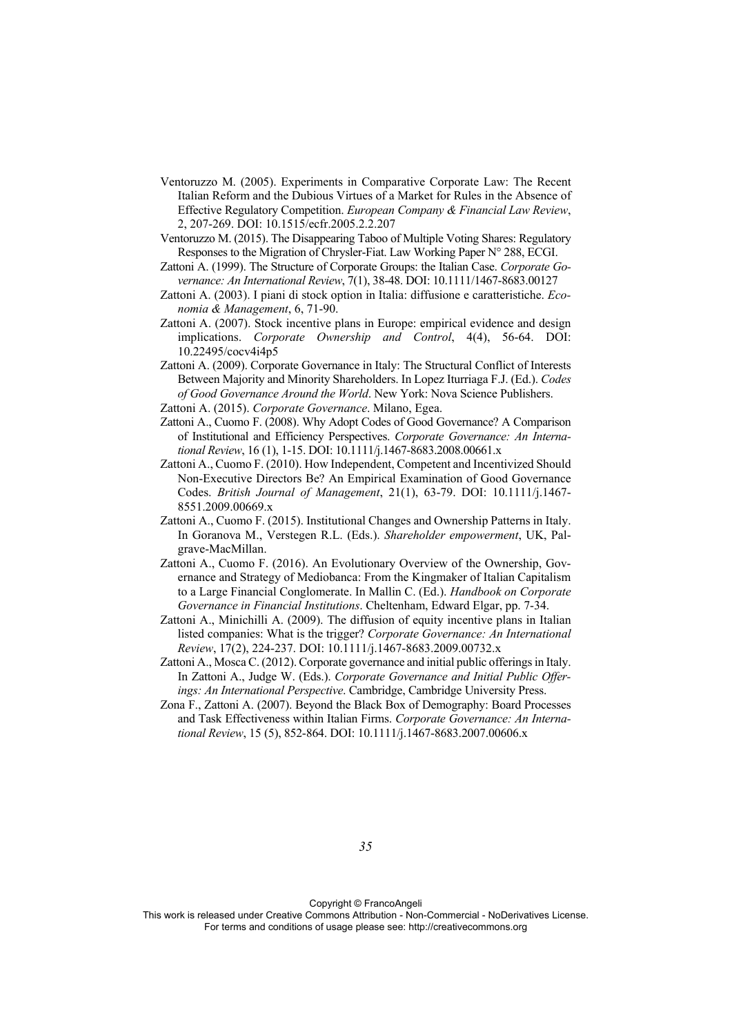Ventoruzzo M. (2005). Experiments in Comparative Corporate Law: The Recent Italian Reform and the Dubious Virtues of a Market for Rules in the Absence of Effective Regulatory Competition. *European Company & Financial Law Review*, 2, 207-269. DOI: 10.1515/ecfr.2005.2.2.207

Ventoruzzo M. (2015). The Disappearing Taboo of Multiple Voting Shares: Regulatory Responses to the Migration of Chrysler-Fiat. Law Working Paper N° 288, ECGI.

Zattoni A. (1999). The Structure of Corporate Groups: the Italian Case. *Corporate Governance: An International Review*, 7(1), 38-48. DOI: 10.1111/1467-8683.00127

Zattoni A. (2003). I piani di stock option in Italia: diffusione e caratteristiche. *Economia & Management*, 6, 71-90.

Zattoni A. (2007). Stock incentive plans in Europe: empirical evidence and design implications. *Corporate Ownership and Control*, 4(4), 56-64. DOI: 10.22495/cocv4i4p5

Zattoni A. (2009). Corporate Governance in Italy: The Structural Conflict of Interests Between Majority and Minority Shareholders. In Lopez Iturriaga F.J. (Ed.). *Codes of Good Governance Around the World*. New York: Nova Science Publishers.

Zattoni A. (2015). *Corporate Governance*. Milano, Egea.

Zattoni A., Cuomo F. (2008). Why Adopt Codes of Good Governance? A Comparison of Institutional and Efficiency Perspectives. *Corporate Governance: An International Review*, 16 (1), 1-15. DOI: 10.1111/j.1467-8683.2008.00661.x

Zattoni A., Cuomo F. (2010). How Independent, Competent and Incentivized Should Non-Executive Directors Be? An Empirical Examination of Good Governance Codes. *British Journal of Management*, 21(1), 63-79. DOI: 10.1111/j.1467-8551.2009.00669.x

Zattoni A., Cuomo F. (2015). Institutional Changes and Ownership Patterns in Italy. In Goranova M., Verstegen R.L. (Eds.). *Shareholder empowerment*, UK, Palgrave-MacMillan.

Zattoni A., Cuomo F. (2016). An Evolutionary Overview of the Ownership, Governance and Strategy of Mediobanca: From the Kingmaker of Italian Capitalism to a Large Financial Conglomerate. In Mallin C. (Ed.). *Handbook on Corporate Governance in Financial Institutions*. Cheltenham, Edward Elgar, pp. 7-34.

Zattoni A., Minichilli A. (2009). The diffusion of equity incentive plans in Italian listed companies: What is the trigger? *Corporate Governance: An International Review*, 17(2), 224-237. DOI: 10.1111/j.1467-8683.2009.00732.x

Zattoni A., Mosca C. (2012). Corporate governance and initial public offerings in Italy. In Zattoni A., Judge W. (Eds.). *Corporate Governance and Initial Public Offerings: An International Perspective*. Cambridge, Cambridge University Press.

Zona F., Zattoni A. (2007). Beyond the Black Box of Demography: Board Processes and Task Effectiveness within Italian Firms. *Corporate Governance: An International Review*, 15 (5), 852-864. DOI: 10.1111/j.1467-8683.2007.00606.x